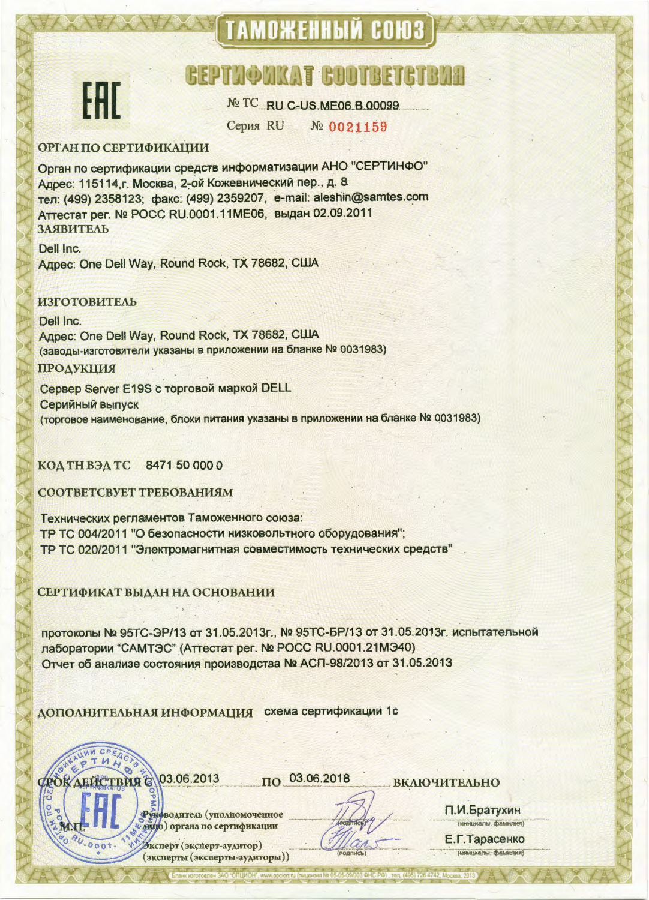# ТАМОЖЕННЫЙ СОЮЗ

# СЕРТИФИКАТ СООТВЕТСТВИЯ

ЕАС

№ ТС RU C-US.ME06.B.00099

Серия RU № 0021159

**ОРГАН ПО СЕРТИФИКАЦИИ**

Орган по сертификации средств информатизации АНО "СЕРТИНФО"
Адрес: 115114, г. Москва, 2-ой Кожевнический пер., д. 8
тел: (499) 2358123; факс: (499) 2359207, e-mail: aleshin@samtes.com
Аттестат рег. № РОСС RU.0001.11МЕ06, выдан 02.09.2011

**ЗАЯВИТЕЛЬ**

Dell Inc.
Адрес: One Dell Way, Round Rock, TX 78682, США

**ИЗГОТОВИТЕЛЬ**

Dell Inc.
Адрес: One Dell Way, Round Rock, TX 78682, США
(заводы-изготовители указаны в приложении на бланке № 0031983)

**ПРОДУКЦИЯ**

Сервер Server E19S с торговой маркой DELL
Серийный выпуск
(торговое наименование, блоки питания указаны в приложении на бланке № 0031983)

**КОД ТН ВЭД ТС** 8471 50 000 0

**СООТВЕТСВУЕТ ТРЕБОВАНИЯМ**

Технических регламентов Таможенного союза:
ТР ТС 004/2011 "О безопасности низковольтного оборудования";
ТР ТС 020/2011 "Электромагнитная совместимость технических средств"

**СЕРТИФИКАТ ВЫДАН НА ОСНОВАНИИ**

протоколы № 95ТС-ЭР/13 от 31.05.2013г., № 95ТС-БР/13 от 31.05.2013г. испытательной лаборатории "САМТЭС" (Аттестат рег. № РОСС RU.0001.21МЭ40)
Отчет об анализе состояния производства № АСП-98/2013 от 31.05.2013

**ДОПОЛНИТЕЛЬНАЯ ИНФОРМАЦИЯ** схема сертификации 1с

**СРОК ДЕЙСТВИЯ С** 03.06.2013 **ПО** 03.06.2018 **ВКЛЮЧИТЕЛЬНО**

М.П.

Руководитель (уполномоченное лицо) органа по сертификации — (подпись) — П.И.Братухин (инициалы, фамилия)

Эксперт (эксперт-аудитор) (эксперты (эксперты-аудиторы)) — (подпись) — Е.Г.Тарасенко (инициалы, фамилия)

Бланк изготовлен ЗАО "ОПЦИОН", www.opcion.ru (лицензия № 05-05-09/003 ФНС РФ), тел. (495) 726 4742, Москва, 2013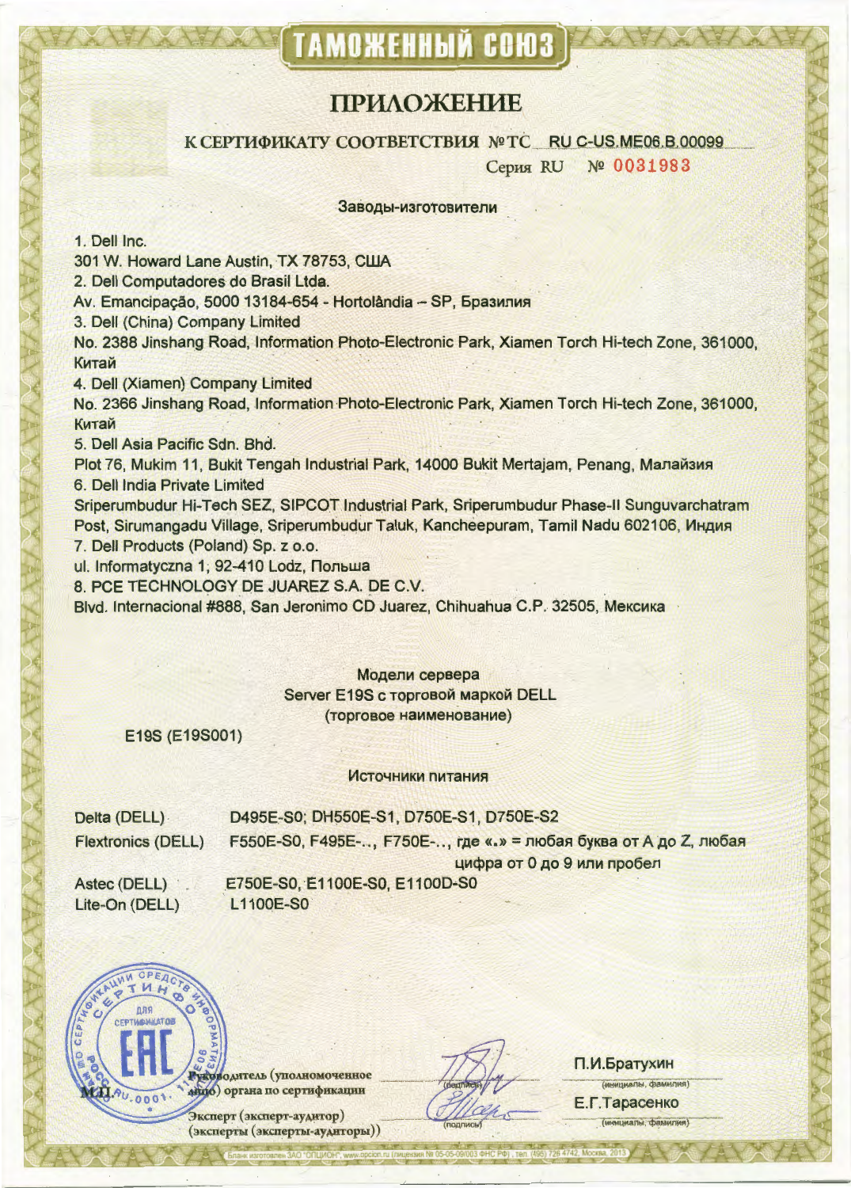# ТАМОЖЕННЫЙ СОЮЗ

## ПРИЛОЖЕНИЕ

К СЕРТИФИКАТУ СООТВЕТСТВИЯ № ТС RU C-US.ME06.B.00099

Серия RU № 0031983

Заводы-изготовители

1. Dell Inc.
301 W. Howard Lane Austin, TX 78753, США
2. Dell Computadores do Brasil Ltda.
Av. Emancipação, 5000 13184-654 - Hortolândia – SP, Бразилия
3. Dell (China) Company Limited
No. 2388 Jinshang Road, Information Photo-Electronic Park, Xiamen Torch Hi-tech Zone, 361000, Китай
4. Dell (Xiamen) Company Limited
No. 2366 Jinshang Road, Information Photo-Electronic Park, Xiamen Torch Hi-tech Zone, 361000, Китай
5. Dell Asia Pacific Sdn. Bhd.
Plot 76, Mukim 11, Bukit Tengah Industrial Park, 14000 Bukit Mertajam, Penang, Малайзия
6. Dell India Private Limited
Sriperumbudur Hi-Tech SEZ, SIPCOT Industrial Park, Sriperumbudur Phase-II Sunguvarchatram Post, Sirumangadu Village, Sriperumbudur Taluk, Kancheepuram, Tamil Nadu 602106, Индия
7. Dell Products (Poland) Sp. z o.o.
ul. Informatyczna 1, 92-410 Lodz, Польша
8. PCE TECHNOLOGY DE JUAREZ S.A. DE C.V.
Blvd. Internacional #888, San Jeronimo CD Juarez, Chihuahua C.P. 32505, Мексика

Модели сервера
Server E19S с торговой маркой DELL
(торговое наименование)

E19S (E19S001)

Источники питания

| | |
|---|---|
| Delta (DELL) | D495E-S0; DH550E-S1, D750E-S1, D750E-S2 |
| Flextronics (DELL) | F550E-S0, F495E-.., F750E-.., где «.» = любая буква от A до Z, любая цифра от 0 до 9 или пробел |
| Astec (DELL) | E750E-S0, E1100E-S0, E1100D-S0 |
| Lite-On (DELL) | L1100E-S0 |

М.П.

Руководитель (уполномоченное лицо) органа по сертификации (подпись) П.И.Братухин (инициалы, фамилия)

Эксперт (эксперт-аудитор) (эксперты (эксперты-аудиторы)) (подпись) Е.Г.Тарасенко (инициалы, фамилия)